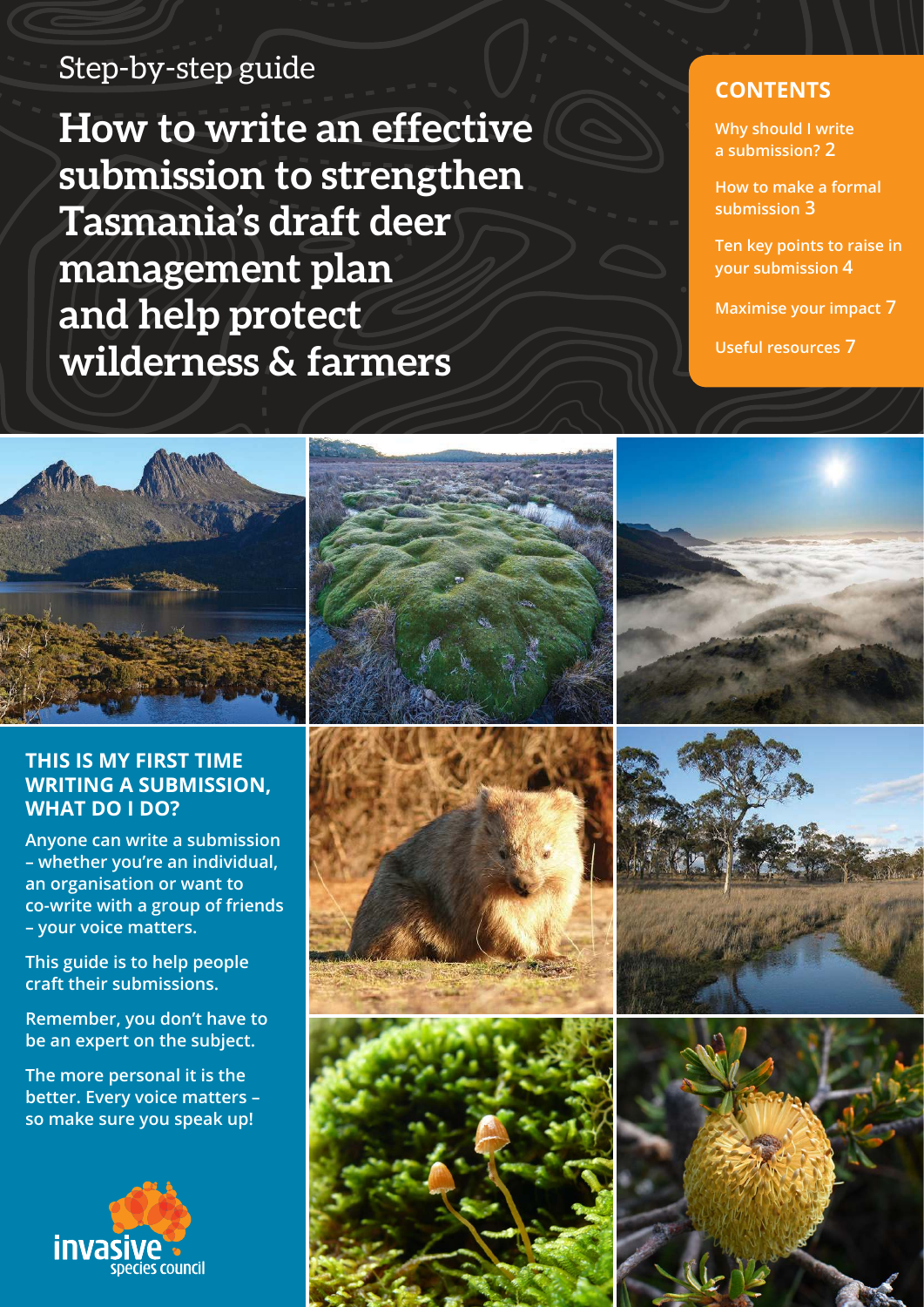Step-by-step guide

# How to write an effective submission to strengthen Tasmania's draft deer management plan and help protect wilderness & farmers

## CONTENTS

- Why should I write a submission? 2
- How to make a formal submission 3
- Ten key points to raise in your submission 4
- Maximise your impact 7
- Useful resources 7

## THIS IS MY FIRST TIME WRITING A SUBMISSION, WHAT DO I DO?

Anyone can write a submission – whether you're an individual, an organisation or want to co-write with a group of friends – your voice matters.

This guide is to help people craft their submissions.

Remember, you don't have to be an expert on the subject.

The more personal it is the better. Every voice matters – so make sure you speak up!

invasive species council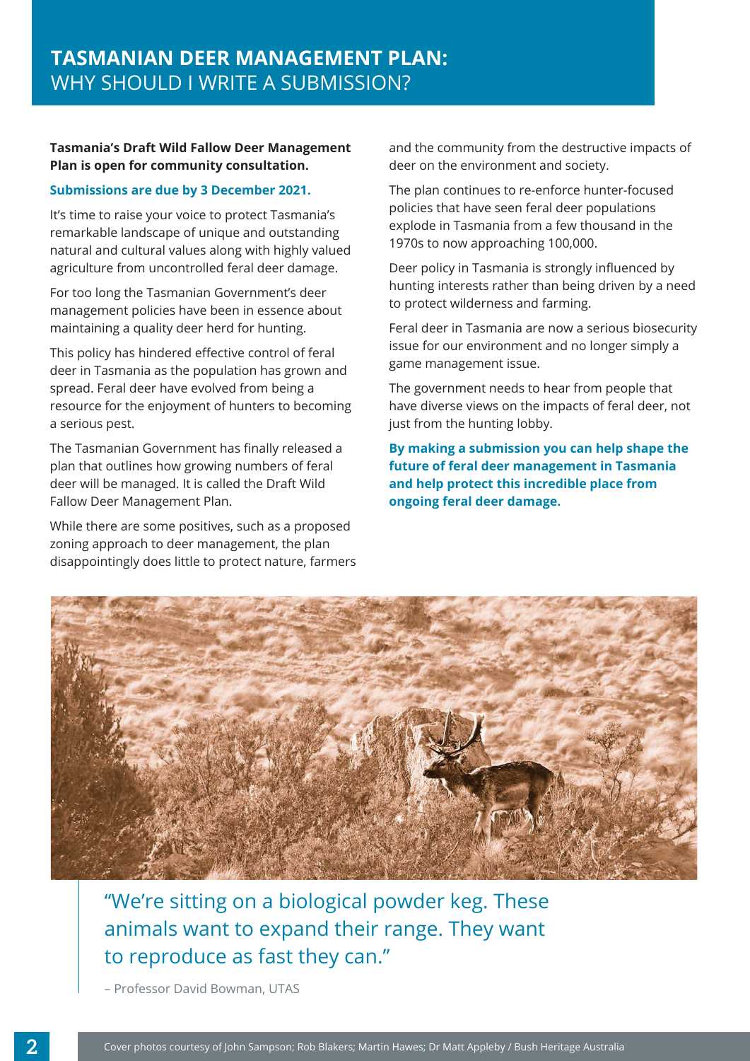# TASMANIAN DEER MANAGEMENT PLAN:
## WHY SHOULD I WRITE A SUBMISSION?

**Tasmania's Draft Wild Fallow Deer Management Plan is open for community consultation.**

**Submissions are due by 3 December 2021.**

It's time to raise your voice to protect Tasmania's remarkable landscape of unique and outstanding natural and cultural values along with highly valued agriculture from uncontrolled feral deer damage.

For too long the Tasmanian Government's deer management policies have been in essence about maintaining a quality deer herd for hunting.

This policy has hindered effective control of feral deer in Tasmania as the population has grown and spread. Feral deer have evolved from being a resource for the enjoyment of hunters to becoming a serious pest.

The Tasmanian Government has finally released a plan that outlines how growing numbers of feral deer will be managed. It is called the Draft Wild Fallow Deer Management Plan.

While there are some positives, such as a proposed zoning approach to deer management, the plan disappointingly does little to protect nature, farmers and the community from the destructive impacts of deer on the environment and society.

The plan continues to re-enforce hunter-focused policies that have seen feral deer populations explode in Tasmania from a few thousand in the 1970s to now approaching 100,000.

Deer policy in Tasmania is strongly influenced by hunting interests rather than being driven by a need to protect wilderness and farming.

Feral deer in Tasmania are now a serious biosecurity issue for our environment and no longer simply a game management issue.

The government needs to hear from people that have diverse views on the impacts of feral deer, not just from the hunting lobby.

**By making a submission you can help shape the future of feral deer management in Tasmania and help protect this incredible place from ongoing feral deer damage.**

> "We're sitting on a biological powder keg. These animals want to expand their range. They want to reproduce as fast they can."
>
> – Professor David Bowman, UTAS

Cover photos courtesy of John Sampson; Rob Blakers; Martin Hawes; Dr Matt Appleby / Bush Heritage Australia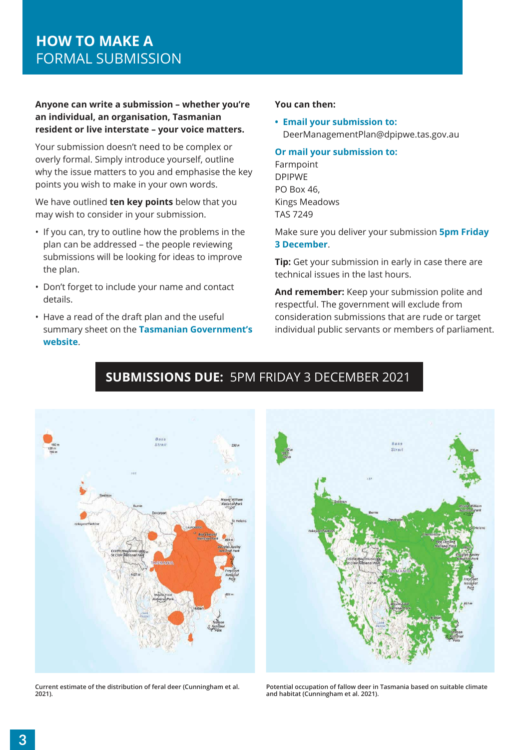# HOW TO MAKE A FORMAL SUBMISSION

**Anyone can write a submission – whether you're an individual, an organisation, Tasmanian resident or live interstate – your voice matters.**

Your submission doesn't need to be complex or overly formal. Simply introduce yourself, outline why the issue matters to you and emphasise the key points you wish to make in your own words.

We have outlined **ten key points** below that you may wish to consider in your submission.

- If you can, try to outline how the problems in the plan can be addressed – the people reviewing submissions will be looking for ideas to improve the plan.
- Don't forget to include your name and contact details.
- Have a read of the draft plan and the useful summary sheet on the **Tasmanian Government's website**.

**You can then:**

- **Email your submission to:** DeerManagementPlan@dpipwe.tas.gov.au

**Or mail your submission to:**
Farmpoint
DPIPWE
PO Box 46,
Kings Meadows
TAS 7249

Make sure you deliver your submission **5pm Friday 3 December**.

**Tip:** Get your submission in early in case there are technical issues in the last hours.

**And remember:** Keep your submission polite and respectful. The government will exclude from consideration submissions that are rude or target individual public servants or members of parliament.

**SUBMISSIONS DUE:** 5PM FRIDAY 3 DECEMBER 2021

Current estimate of the distribution of feral deer (Cunningham et al. 2021).

Potential occupation of fallow deer in Tasmania based on suitable climate and habitat (Cunningham et al. 2021).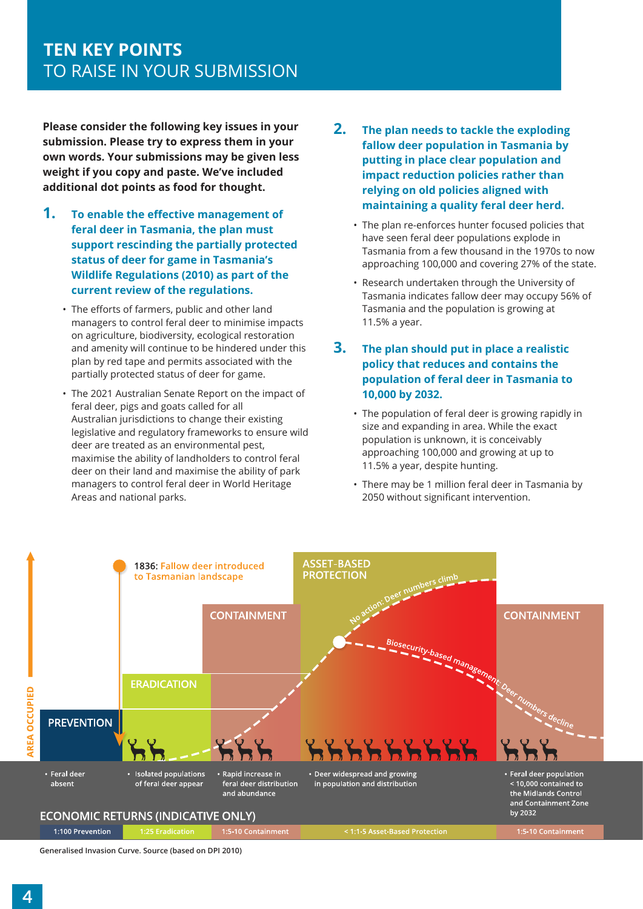## TEN KEY POINTS
## TO RAISE IN YOUR SUBMISSION

**Please consider the following key issues in your submission. Please try to express them in your own words. Your submissions may be given less weight if you copy and paste. We've included additional dot points as food for thought.**

### 1. To enable the effective management of feral deer in Tasmania, the plan must support rescinding the partially protected status of deer for game in Tasmania's Wildlife Regulations (2010) as part of the current review of the regulations.

- The efforts of farmers, public and other land managers to control feral deer to minimise impacts on agriculture, biodiversity, ecological restoration and amenity will continue to be hindered under this plan by red tape and permits associated with the partially protected status of deer for game.
- The 2021 Australian Senate Report on the impact of feral deer, pigs and goats called for all Australian jurisdictions to change their existing legislative and regulatory frameworks to ensure wild deer are treated as an environmental pest, maximise the ability of landholders to control feral deer on their land and maximise the ability of park managers to control feral deer in World Heritage Areas and national parks.

### 2. The plan needs to tackle the exploding fallow deer population in Tasmania by putting in place clear population and impact reduction policies rather than relying on old policies aligned with maintaining a quality feral deer herd.

- The plan re-enforces hunter focused policies that have seen feral deer populations explode in Tasmania from a few thousand in the 1970s to now approaching 100,000 and covering 27% of the state.
- Research undertaken through the University of Tasmania indicates fallow deer may occupy 56% of Tasmania and the population is growing at 11.5% a year.

### 3. The plan should put in place a realistic policy that reduces and contains the population of feral deer in Tasmania to 10,000 by 2032.

- The population of feral deer is growing rapidly in size and expanding in area. While the exact population is unknown, it is conceivably approaching 100,000 and growing at up to 11.5% a year, despite hunting.
- There may be 1 million feral deer in Tasmania by 2050 without significant intervention.

AREA OCCUPIED

1836: Fallow deer introduced to Tasmanian landscape

PREVENTION | ERADICATION | CONTAINMENT | ASSET-BASED PROTECTION | CONTAINMENT

No action: Deer numbers climb

Biosecurity-based management: Deer numbers decline

- Feral deer absent
- Isolated populations of feral deer appear
- Rapid increase in feral deer distribution and abundance
- Deer widespread and growing in population and distribution
- Feral deer population < 10,000 contained to the Midlands Control and Containment Zone by 2032

ECONOMIC RETURNS (INDICATIVE ONLY)

| 1:100 Prevention | 1:25 Eradication | 1:5-10 Containment | < 1:1-5 Asset-Based Protection | 1:5-10 Containment |
|---|---|---|---|---|

Generalised Invasion Curve. Source (based on DPI 2010)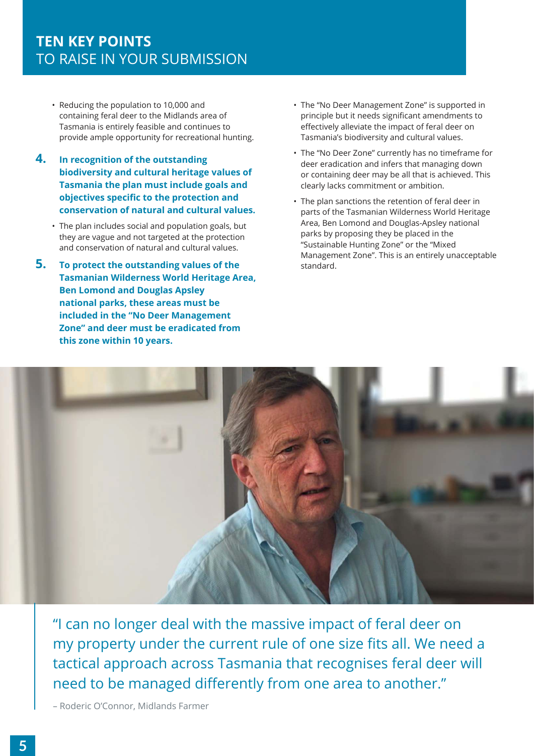## TEN KEY POINTS
TO RAISE IN YOUR SUBMISSION

- Reducing the population to 10,000 and containing feral deer to the Midlands area of Tasmania is entirely feasible and continues to provide ample opportunity for recreational hunting.

**4. In recognition of the outstanding biodiversity and cultural heritage values of Tasmania the plan must include goals and objectives specific to the protection and conservation of natural and cultural values.**

- The plan includes social and population goals, but they are vague and not targeted at the protection and conservation of natural and cultural values.

**5. To protect the outstanding values of the Tasmanian Wilderness World Heritage Area, Ben Lomond and Douglas Apsley national parks, these areas must be included in the "No Deer Management Zone" and deer must be eradicated from this zone within 10 years.**

- The "No Deer Management Zone" is supported in principle but it needs significant amendments to effectively alleviate the impact of feral deer on Tasmania's biodiversity and cultural values.
- The "No Deer Zone" currently has no timeframe for deer eradication and infers that managing down or containing deer may be all that is achieved. This clearly lacks commitment or ambition.
- The plan sanctions the retention of feral deer in parts of the Tasmanian Wilderness World Heritage Area, Ben Lomond and Douglas-Apsley national parks by proposing they be placed in the "Sustainable Hunting Zone" or the "Mixed Management Zone". This is an entirely unacceptable standard.

> "I can no longer deal with the massive impact of feral deer on my property under the current rule of one size fits all. We need a tactical approach across Tasmania that recognises feral deer will need to be managed differently from one area to another."
>
> – Roderic O'Connor, Midlands Farmer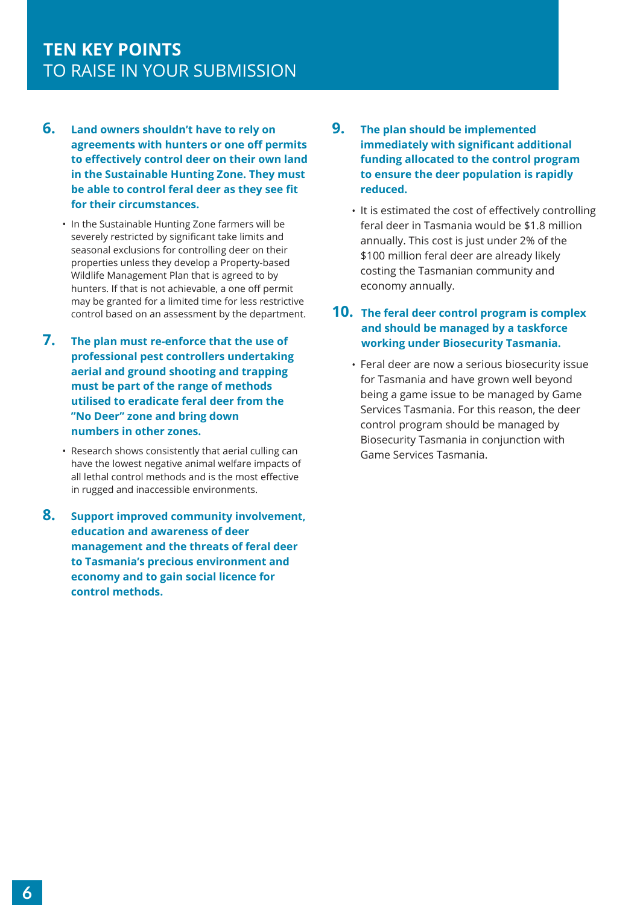## **TEN KEY POINTS** TO RAISE IN YOUR SUBMISSION

**6. Land owners shouldn't have to rely on agreements with hunters or one off permits to effectively control deer on their own land in the Sustainable Hunting Zone. They must be able to control feral deer as they see fit for their circumstances.**

- In the Sustainable Hunting Zone farmers will be severely restricted by significant take limits and seasonal exclusions for controlling deer on their properties unless they develop a Property-based Wildlife Management Plan that is agreed to by hunters. If that is not achievable, a one off permit may be granted for a limited time for less restrictive control based on an assessment by the department.

**7. The plan must re-enforce that the use of professional pest controllers undertaking aerial and ground shooting and trapping must be part of the range of methods utilised to eradicate feral deer from the "No Deer" zone and bring down numbers in other zones.**

- Research shows consistently that aerial culling can have the lowest negative animal welfare impacts of all lethal control methods and is the most effective in rugged and inaccessible environments.

**8. Support improved community involvement, education and awareness of deer management and the threats of feral deer to Tasmania's precious environment and economy and to gain social licence for control methods.**

**9. The plan should be implemented immediately with significant additional funding allocated to the control program to ensure the deer population is rapidly reduced.**

- It is estimated the cost of effectively controlling feral deer in Tasmania would be $1.8 million annually. This cost is just under 2% of the $100 million feral deer are already likely costing the Tasmanian community and economy annually.

**10. The feral deer control program is complex and should be managed by a taskforce working under Biosecurity Tasmania.**

- Feral deer are now a serious biosecurity issue for Tasmania and have grown well beyond being a game issue to be managed by Game Services Tasmania. For this reason, the deer control program should be managed by Biosecurity Tasmania in conjunction with Game Services Tasmania.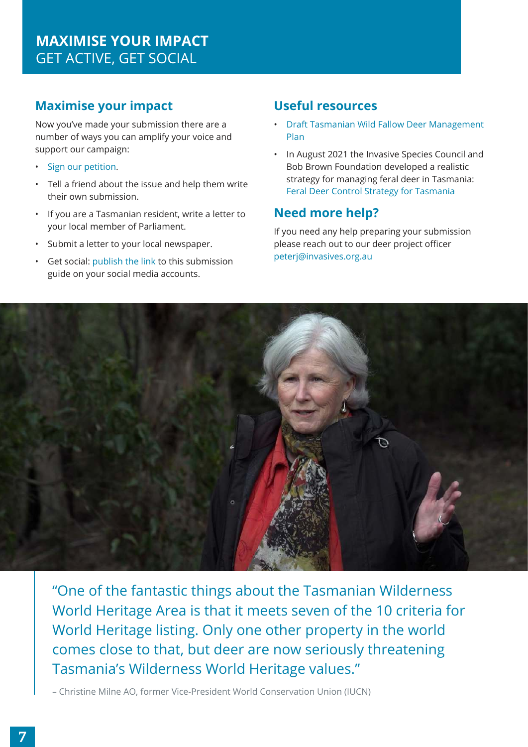# MAXIMISE YOUR IMPACT
GET ACTIVE, GET SOCIAL

## Maximise your impact

Now you've made your submission there are a number of ways you can amplify your voice and support our campaign:

- Sign our petition.
- Tell a friend about the issue and help them write their own submission.
- If you are a Tasmanian resident, write a letter to your local member of Parliament.
- Submit a letter to your local newspaper.
- Get social: publish the link to this submission guide on your social media accounts.

## Useful resources

- Draft Tasmanian Wild Fallow Deer Management Plan
- In August 2021 the Invasive Species Council and Bob Brown Foundation developed a realistic strategy for managing feral deer in Tasmania: Feral Deer Control Strategy for Tasmania

## Need more help?

If you need any help preparing your submission please reach out to our deer project officer peterj@invasives.org.au

> "One of the fantastic things about the Tasmanian Wilderness World Heritage Area is that it meets seven of the 10 criteria for World Heritage listing. Only one other property in the world comes close to that, but deer are now seriously threatening Tasmania's Wilderness World Heritage values."

– Christine Milne AO, former Vice-President World Conservation Union (IUCN)